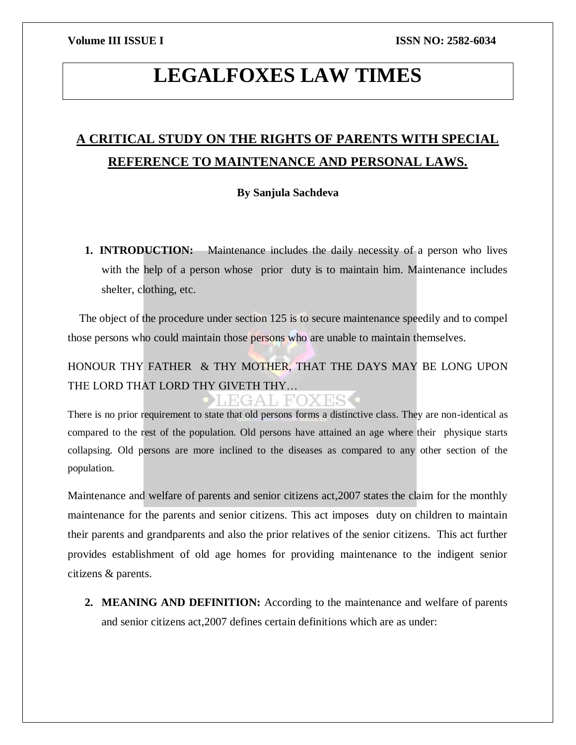# LEGALFOXES LAW TIMES

## A CRITICAL STUDY ON THE RIGHTS OF PARENTS WITH SPECIAL REFERENCE TO MAINTENANCE AND PERSONAL LAWS.

**By Sanjula Sachdeva**

1. **INTRODUCTION:** Maintenance includes the daily necessity of a person who lives with the help of a person whose prior duty is to maintain him. Maintenance includes shelter, clothing, etc.

The object of the procedure under section 125 is to secure maintenance speedily and to compel those persons who could maintain those persons who are unable to maintain themselves.

HONOUR THY FATHER & THY MOTHER, THAT THE DAYS MAY BE LONG UPON THE LORD THAT LORD THY GIVETH THY…

There is no prior requirement to state that old persons forms a distinctive class. They are non-identical as compared to the rest of the population. Old persons have attained an age where their physique starts collapsing. Old persons are more inclined to the diseases as compared to any other section of the population.

Maintenance and welfare of parents and senior citizens act,2007 states the claim for the monthly maintenance for the parents and senior citizens. This act imposes duty on children to maintain their parents and grandparents and also the prior relatives of the senior citizens. This act further provides establishment of old age homes for providing maintenance to the indigent senior citizens & parents.

2. **MEANING AND DEFINITION:** According to the maintenance and welfare of parents and senior citizens act,2007 defines certain definitions which are as under: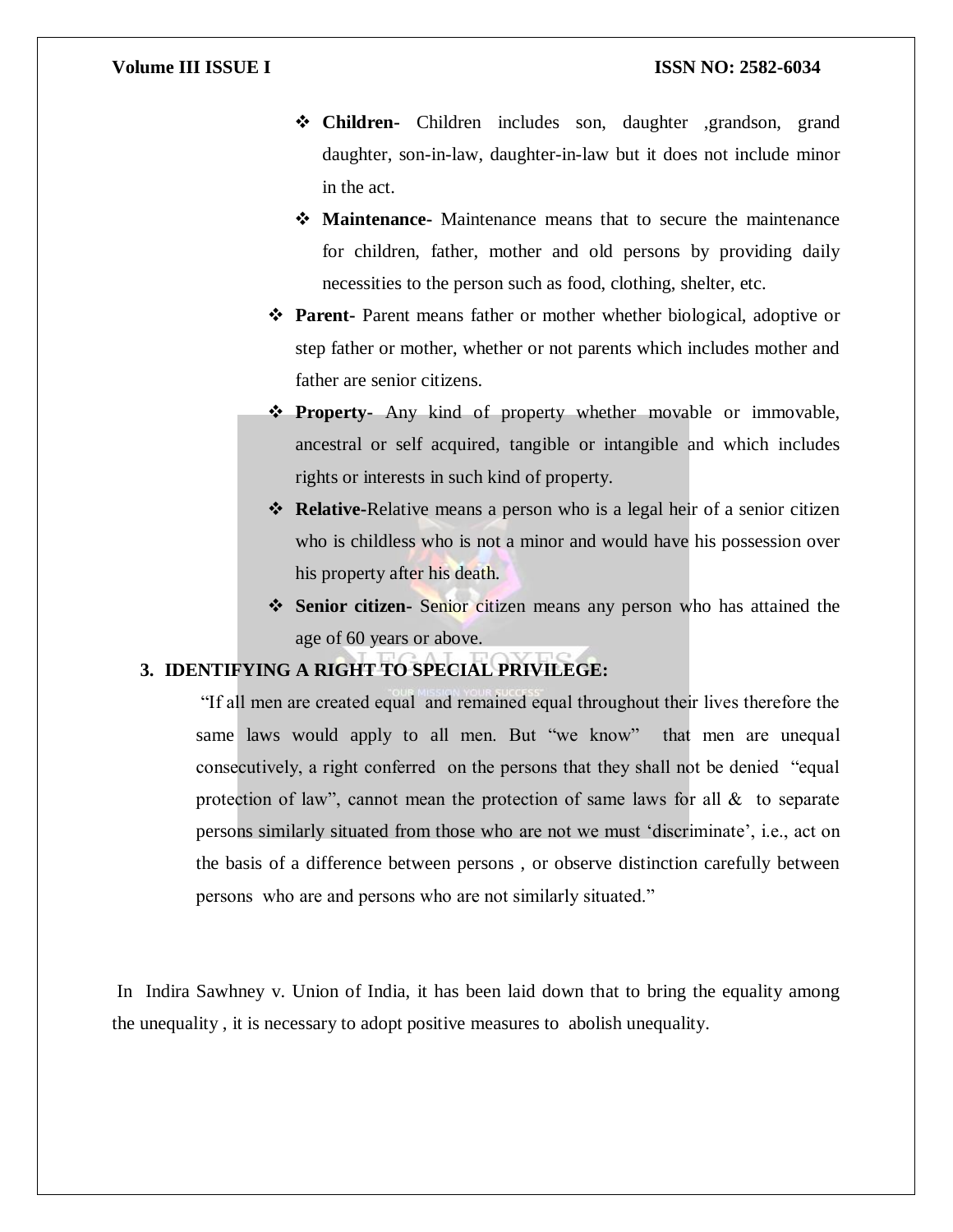- **Children-** Children includes son, daughter ,grandson, grand daughter, son-in-law, daughter-in-law but it does not include minor in the act.
- **Maintenance-** Maintenance means that to secure the maintenance for children, father, mother and old persons by providing daily necessities to the person such as food, clothing, shelter, etc.

- **Parent-** Parent means father or mother whether biological, adoptive or step father or mother, whether or not parents which includes mother and father are senior citizens.
- **Property-** Any kind of property whether movable or immovable, ancestral or self acquired, tangible or intangible and which includes rights or interests in such kind of property.
- **Relative-**Relative means a person who is a legal heir of a senior citizen who is childless who is not a minor and would have his possession over his property after his death.
- **Senior citizen-** Senior citizen means any person who has attained the age of 60 years or above.

## 3. IDENTIFYING A RIGHT TO SPECIAL PRIVILEGE:

> "If all men are created equal and remained equal throughout their lives therefore the same laws would apply to all men. But "we know" that men are unequal consecutively, a right conferred on the persons that they shall not be denied "equal protection of law", cannot mean the protection of same laws for all & to separate persons similarly situated from those who are not we must 'discriminate', i.e., act on the basis of a difference between persons , or observe distinction carefully between persons who are and persons who are not similarly situated."

In Indira Sawhney v. Union of India, it has been laid down that to bring the equality among the unequality , it is necessary to adopt positive measures to abolish unequality.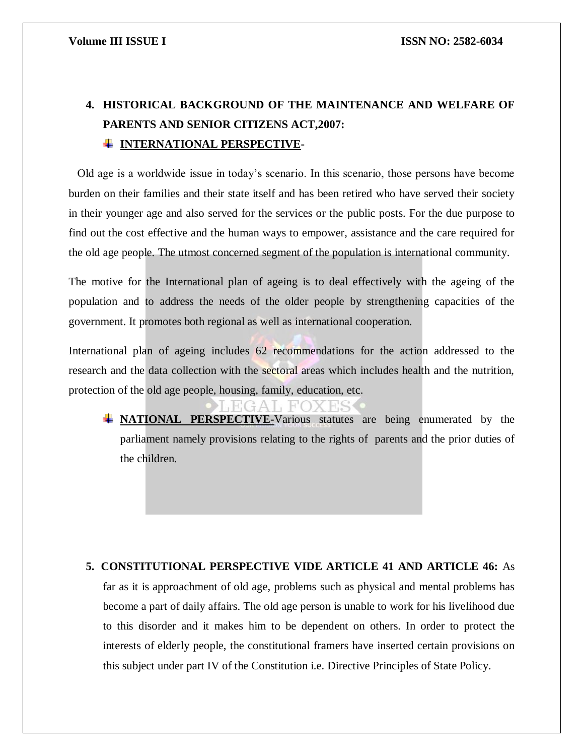## 4. HISTORICAL BACKGROUND OF THE MAINTENANCE AND WELFARE OF PARENTS AND SENIOR CITIZENS ACT,2007:

- **INTERNATIONAL PERSPECTIVE-**

Old age is a worldwide issue in today's scenario. In this scenario, those persons have become burden on their families and their state itself and has been retired who have served their society in their younger age and also served for the services or the public posts. For the due purpose to find out the cost effective and the human ways to empower, assistance and the care required for the old age people. The utmost concerned segment of the population is international community.

The motive for the International plan of ageing is to deal effectively with the ageing of the population and to address the needs of the older people by strengthening capacities of the government. It promotes both regional as well as international cooperation.

International plan of ageing includes 62 recommendations for the action addressed to the research and the data collection with the sectoral areas which includes health and the nutrition, protection of the old age people, housing, family, education, etc.

- **NATIONAL PERSPECTIVE-**Various statutes are being enumerated by the parliament namely provisions relating to the rights of parents and the prior duties of the children.

## 5. CONSTITUTIONAL PERSPECTIVE VIDE ARTICLE 41 AND ARTICLE 46:

As far as it is approachment of old age, problems such as physical and mental problems has become a part of daily affairs. The old age person is unable to work for his livelihood due to this disorder and it makes him to be dependent on others. In order to protect the interests of elderly people, the constitutional framers have inserted certain provisions on this subject under part IV of the Constitution i.e. Directive Principles of State Policy.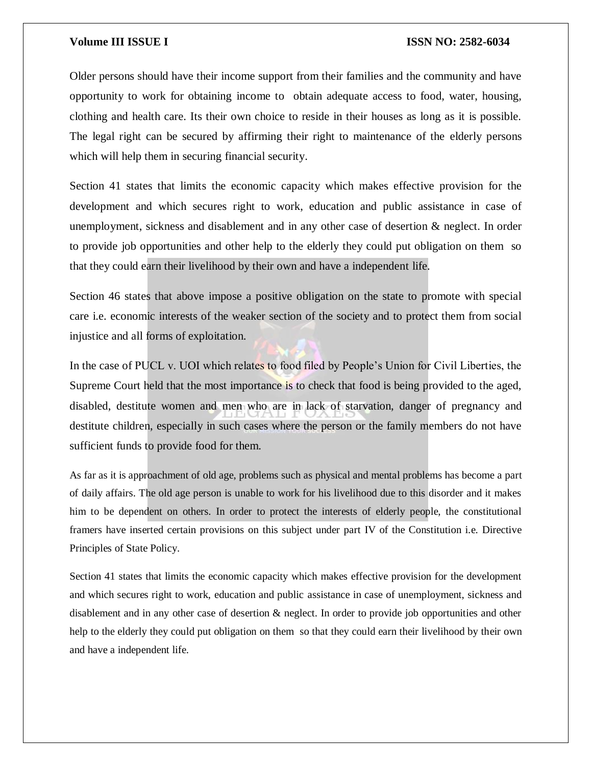Older persons should have their income support from their families and the community and have opportunity to work for obtaining income to obtain adequate access to food, water, housing, clothing and health care. Its their own choice to reside in their houses as long as it is possible. The legal right can be secured by affirming their right to maintenance of the elderly persons which will help them in securing financial security.

Section 41 states that limits the economic capacity which makes effective provision for the development and which secures right to work, education and public assistance in case of unemployment, sickness and disablement and in any other case of desertion & neglect. In order to provide job opportunities and other help to the elderly they could put obligation on them so that they could earn their livelihood by their own and have a independent life.

Section 46 states that above impose a positive obligation on the state to promote with special care i.e. economic interests of the weaker section of the society and to protect them from social injustice and all forms of exploitation.

In the case of PUCL v. UOI which relates to food filed by People's Union for Civil Liberties, the Supreme Court held that the most importance is to check that food is being provided to the aged, disabled, destitute women and men who are in lack of starvation, danger of pregnancy and destitute children, especially in such cases where the person or the family members do not have sufficient funds to provide food for them.

As far as it is approachment of old age, problems such as physical and mental problems has become a part of daily affairs. The old age person is unable to work for his livelihood due to this disorder and it makes him to be dependent on others. In order to protect the interests of elderly people, the constitutional framers have inserted certain provisions on this subject under part IV of the Constitution i.e. Directive Principles of State Policy.

Section 41 states that limits the economic capacity which makes effective provision for the development and which secures right to work, education and public assistance in case of unemployment, sickness and disablement and in any other case of desertion & neglect. In order to provide job opportunities and other help to the elderly they could put obligation on them so that they could earn their livelihood by their own and have a independent life.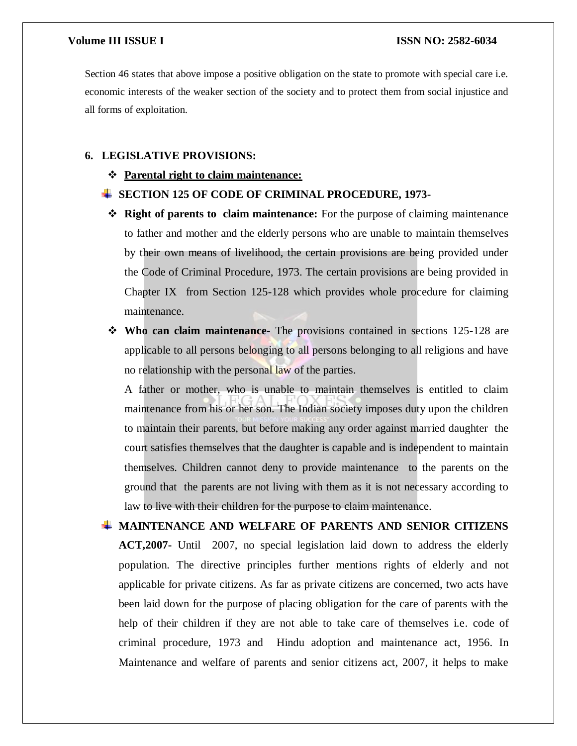Section 46 states that above impose a positive obligation on the state to promote with special care i.e. economic interests of the weaker section of the society and to protect them from social injustice and all forms of exploitation.

## 6. LEGISLATIVE PROVISIONS:

- **Parental right to claim maintenance:**

### SECTION 125 OF CODE OF CRIMINAL PROCEDURE, 1973-

- **Right of parents to claim maintenance:** For the purpose of claiming maintenance to father and mother and the elderly persons who are unable to maintain themselves by their own means of livelihood, the certain provisions are being provided under the Code of Criminal Procedure, 1973. The certain provisions are being provided in Chapter IX from Section 125-128 which provides whole procedure for claiming maintenance.
- **Who can claim maintenance-** The provisions contained in sections 125-128 are applicable to all persons belonging to all persons belonging to all religions and have no relationship with the personal law of the parties.

  A father or mother, who is unable to maintain themselves is entitled to claim maintenance from his or her son. The Indian society imposes duty upon the children to maintain their parents, but before making any order against married daughter the court satisfies themselves that the daughter is capable and is independent to maintain themselves. Children cannot deny to provide maintenance to the parents on the ground that the parents are not living with them as it is not necessary according to law to live with their children for the purpose to claim maintenance.

### MAINTENANCE AND WELFARE OF PARENTS AND SENIOR CITIZENS ACT,2007-

Until 2007, no special legislation laid down to address the elderly population. The directive principles further mentions rights of elderly and not applicable for private citizens. As far as private citizens are concerned, two acts have been laid down for the purpose of placing obligation for the care of parents with the help of their children if they are not able to take care of themselves i.e. code of criminal procedure, 1973 and Hindu adoption and maintenance act, 1956. In Maintenance and welfare of parents and senior citizens act, 2007, it helps to make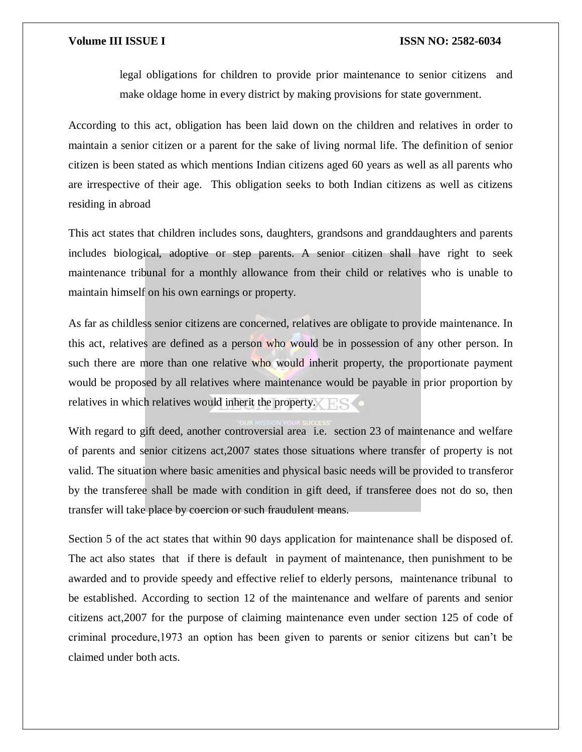legal obligations for children to provide prior maintenance to senior citizens and make oldage home in every district by making provisions for state government.

According to this act, obligation has been laid down on the children and relatives in order to maintain a senior citizen or a parent for the sake of living normal life. The definition of senior citizen is been stated as which mentions Indian citizens aged 60 years as well as all parents who are irrespective of their age. This obligation seeks to both Indian citizens as well as citizens residing in abroad

This act states that children includes sons, daughters, grandsons and granddaughters and parents includes biological, adoptive or step parents. A senior citizen shall have right to seek maintenance tribunal for a monthly allowance from their child or relatives who is unable to maintain himself on his own earnings or property.

As far as childless senior citizens are concerned, relatives are obligate to provide maintenance. In this act, relatives are defined as a person who would be in possession of any other person. In such there are more than one relative who would inherit property, the proportionate payment would be proposed by all relatives where maintenance would be payable in prior proportion by relatives in which relatives would inherit the property.

With regard to gift deed, another controversial area i.e. section 23 of maintenance and welfare of parents and senior citizens act,2007 states those situations where transfer of property is not valid. The situation where basic amenities and physical basic needs will be provided to transferor by the transferee shall be made with condition in gift deed, if transferee does not do so, then transfer will take place by coercion or such fraudulent means.

Section 5 of the act states that within 90 days application for maintenance shall be disposed of. The act also states that if there is default in payment of maintenance, then punishment to be awarded and to provide speedy and effective relief to elderly persons, maintenance tribunal to be established. According to section 12 of the maintenance and welfare of parents and senior citizens act,2007 for the purpose of claiming maintenance even under section 125 of code of criminal procedure,1973 an option has been given to parents or senior citizens but can't be claimed under both acts.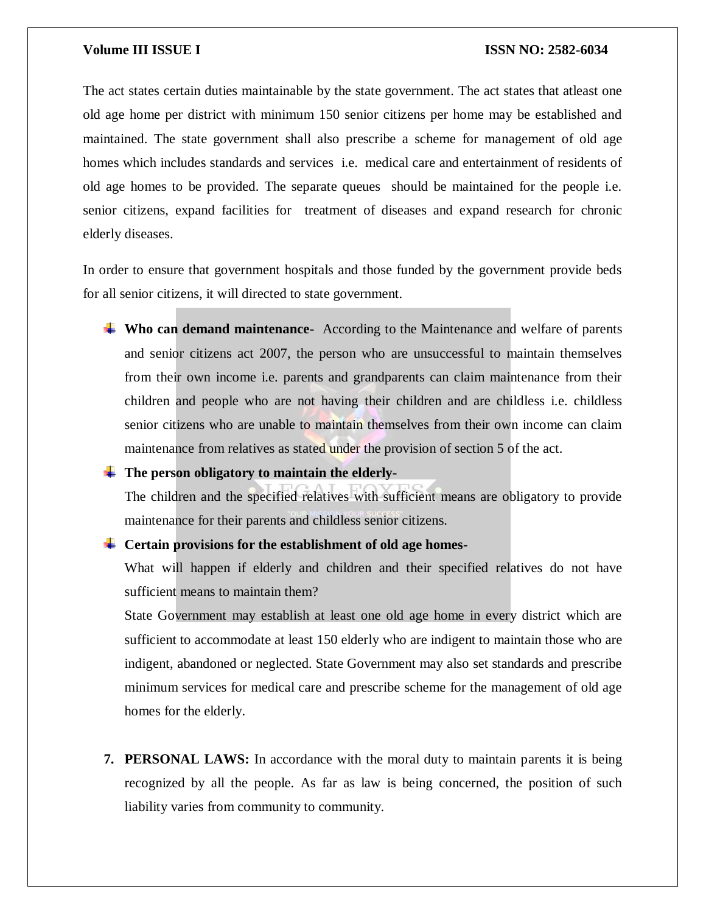The act states certain duties maintainable by the state government. The act states that atleast one old age home per district with minimum 150 senior citizens per home may be established and maintained. The state government shall also prescribe a scheme for management of old age homes which includes standards and services i.e. medical care and entertainment of residents of old age homes to be provided. The separate queues should be maintained for the people i.e. senior citizens, expand facilities for treatment of diseases and expand research for chronic elderly diseases.

In order to ensure that government hospitals and those funded by the government provide beds for all senior citizens, it will directed to state government.

- **Who can demand maintenance-** According to the Maintenance and welfare of parents and senior citizens act 2007, the person who are unsuccessful to maintain themselves from their own income i.e. parents and grandparents can claim maintenance from their children and people who are not having their children and are childless i.e. childless senior citizens who are unable to maintain themselves from their own income can claim maintenance from relatives as stated under the provision of section 5 of the act.
- **The person obligatory to maintain the elderly-**
  The children and the specified relatives with sufficient means are obligatory to provide maintenance for their parents and childless senior citizens.
- **Certain provisions for the establishment of old age homes-**
  What will happen if elderly and children and their specified relatives do not have sufficient means to maintain them?
  State Government may establish at least one old age home in every district which are sufficient to accommodate at least 150 elderly who are indigent to maintain those who are indigent, abandoned or neglected. State Government may also set standards and prescribe minimum services for medical care and prescribe scheme for the management of old age homes for the elderly.

7. **PERSONAL LAWS:** In accordance with the moral duty to maintain parents it is being recognized by all the people. As far as law is being concerned, the position of such liability varies from community to community.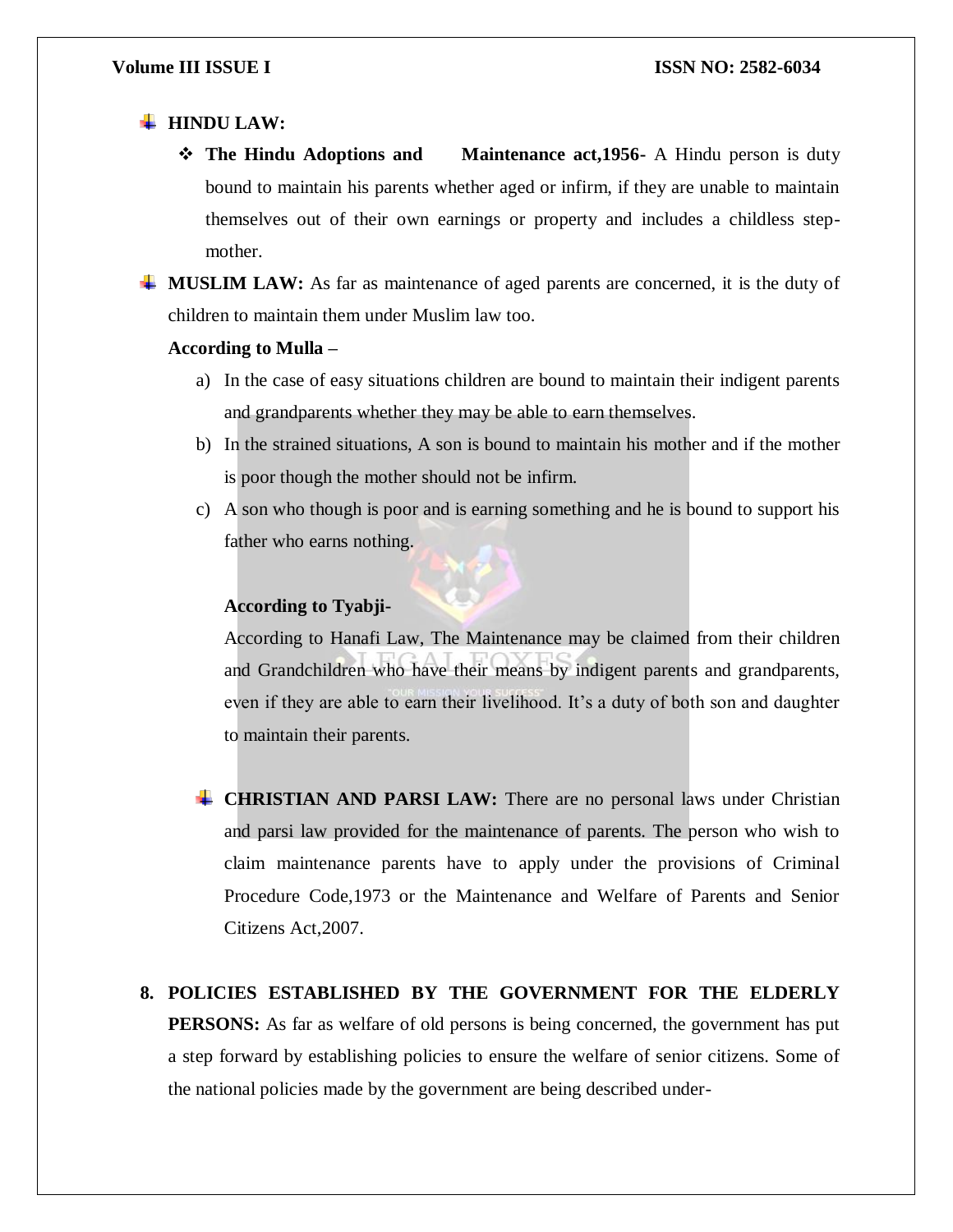- **HINDU LAW:**
  - **The Hindu Adoptions and Maintenance act,1956-** A Hindu person is duty bound to maintain his parents whether aged or infirm, if they are unable to maintain themselves out of their own earnings or property and includes a childless step-mother.
- **MUSLIM LAW:** As far as maintenance of aged parents are concerned, it is the duty of children to maintain them under Muslim law too.

  **According to Mulla –**

  a) In the case of easy situations children are bound to maintain their indigent parents and grandparents whether they may be able to earn themselves.
  b) In the strained situations, A son is bound to maintain his mother and if the mother is poor though the mother should not be infirm.
  c) A son who though is poor and is earning something and he is bound to support his father who earns nothing.

  **According to Tyabji-**

  According to Hanafi Law, The Maintenance may be claimed from their children and Grandchildren who have their means by indigent parents and grandparents, even if they are able to earn their livelihood. It's a duty of both son and daughter to maintain their parents.

- **CHRISTIAN AND PARSI LAW:** There are no personal laws under Christian and parsi law provided for the maintenance of parents. The person who wish to claim maintenance parents have to apply under the provisions of Criminal Procedure Code,1973 or the Maintenance and Welfare of Parents and Senior Citizens Act,2007.

8. **POLICIES ESTABLISHED BY THE GOVERNMENT FOR THE ELDERLY PERSONS:** As far as welfare of old persons is being concerned, the government has put a step forward by establishing policies to ensure the welfare of senior citizens. Some of the national policies made by the government are being described under-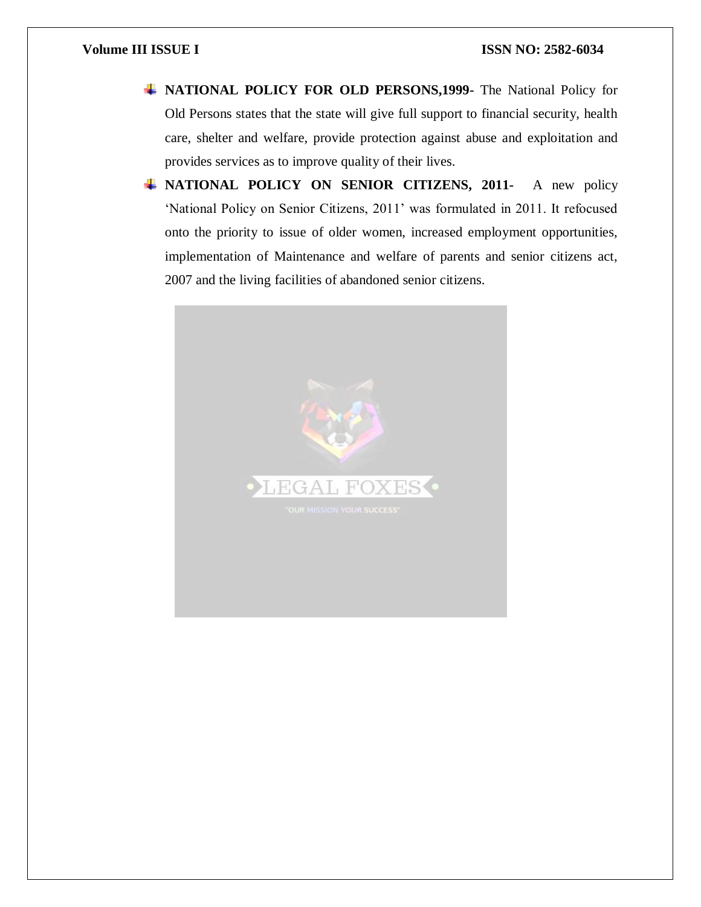- **NATIONAL POLICY FOR OLD PERSONS,1999-** The National Policy for Old Persons states that the state will give full support to financial security, health care, shelter and welfare, provide protection against abuse and exploitation and provides services as to improve quality of their lives.
- **NATIONAL POLICY ON SENIOR CITIZENS, 2011-** A new policy 'National Policy on Senior Citizens, 2011' was formulated in 2011. It refocused onto the priority to issue of older women, increased employment opportunities, implementation of Maintenance and welfare of parents and senior citizens act, 2007 and the living facilities of abandoned senior citizens.